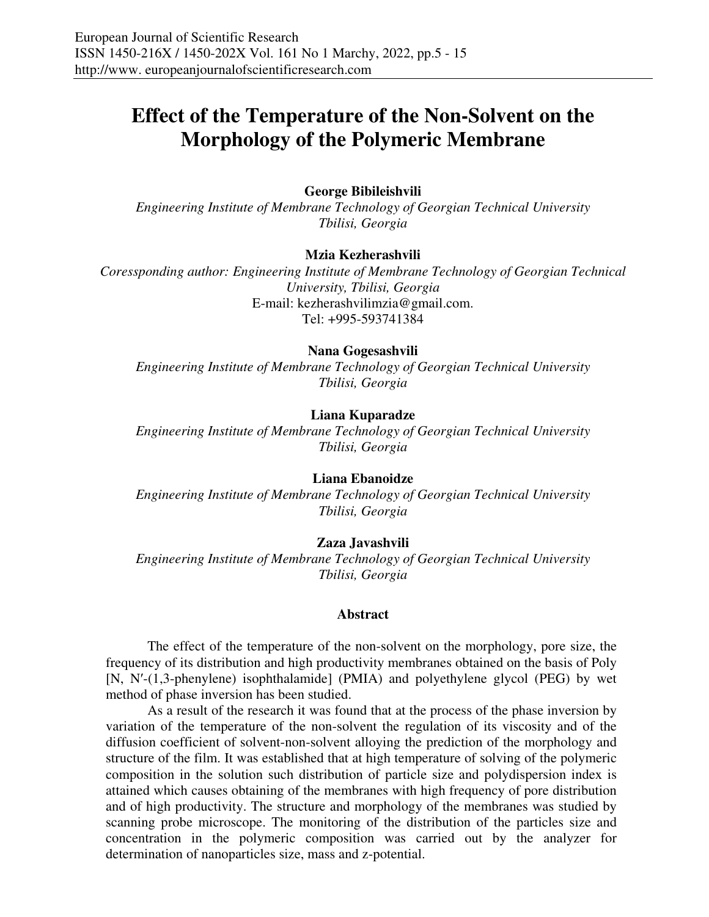# Effect of the Temperature of the Non-Solvent on the Morphology of the Polymeric Membrane

**George Bibileishvili**
*Engineering Institute of Membrane Technology of Georgian Technical University Tbilisi, Georgia*

**Mzia Kezherashvili**
*Coressponding author: Engineering Institute of Membrane Technology of Georgian Technical University, Tbilisi, Georgia*
E-mail: kezherashvilimzia@gmail.com.
Tel: +995-593741384

**Nana Gogesashvili**
*Engineering Institute of Membrane Technology of Georgian Technical University Tbilisi, Georgia*

**Liana Kuparadze**
*Engineering Institute of Membrane Technology of Georgian Technical University Tbilisi, Georgia*

**Liana Ebanoidze**
*Engineering Institute of Membrane Technology of Georgian Technical University Tbilisi, Georgia*

**Zaza Javashvili**
*Engineering Institute of Membrane Technology of Georgian Technical University Tbilisi, Georgia*

## Abstract

The effect of the temperature of the non-solvent on the morphology, pore size, the frequency of its distribution and high productivity membranes obtained on the basis of Poly [N, N′-(1,3-phenylene) isophthalamide] (PMIA) and polyethylene glycol (PEG) by wet method of phase inversion has been studied.

As a result of the research it was found that at the process of the phase inversion by variation of the temperature of the non-solvent the regulation of its viscosity and of the diffusion coefficient of solvent-non-solvent alloying the prediction of the morphology and structure of the film. It was established that at high temperature of solving of the polymeric composition in the solution such distribution of particle size and polydispersion index is attained which causes obtaining of the membranes with high frequency of pore distribution and of high productivity. The structure and morphology of the membranes was studied by scanning probe microscope. The monitoring of the distribution of the particles size and concentration in the polymeric composition was carried out by the analyzer for determination of nanoparticles size, mass and z-potential.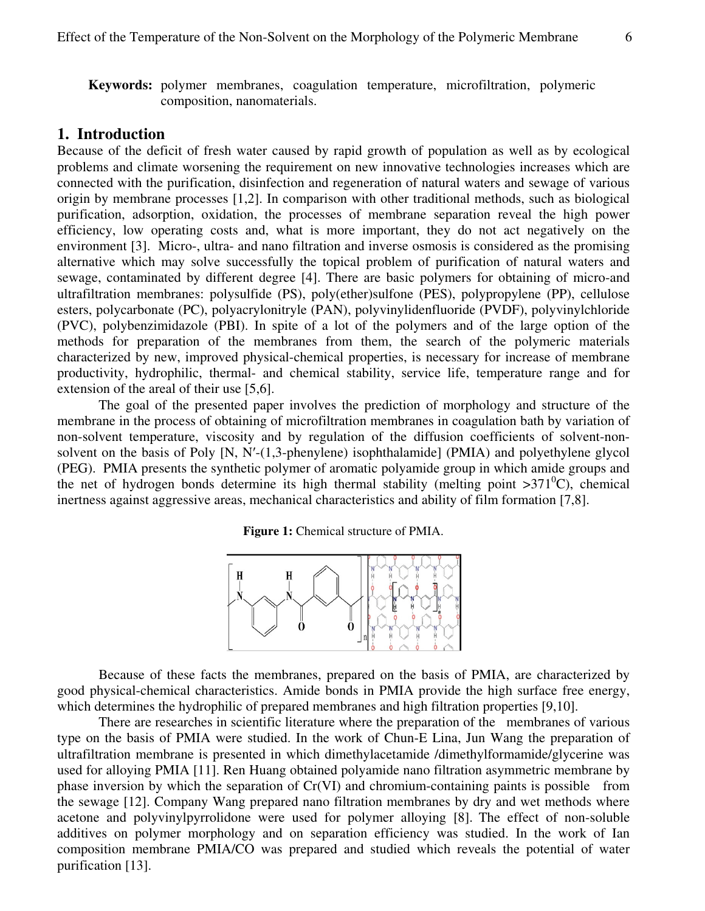**Keywords:** polymer membranes, coagulation temperature, microfiltration, polymeric composition, nanomaterials.

## 1. Introduction

Because of the deficit of fresh water caused by rapid growth of population as well as by ecological problems and climate worsening the requirement on new innovative technologies increases which are connected with the purification, disinfection and regeneration of natural waters and sewage of various origin by membrane processes [1,2]. In comparison with other traditional methods, such as biological purification, adsorption, oxidation, the processes of membrane separation reveal the high power efficiency, low operating costs and, what is more important, they do not act negatively on the environment [3]. Micro-, ultra- and nano filtration and inverse osmosis is considered as the promising alternative which may solve successfully the topical problem of purification of natural waters and sewage, contaminated by different degree [4]. There are basic polymers for obtaining of micro-and ultrafiltration membranes: polysulfide (PS), poly(ether)sulfone (PES), polypropylene (PP), cellulose esters, polycarbonate (PC), polyacrylonitryle (PAN), polyvinylidenfluoride (PVDF), polyvinylchloride (PVC), polybenzimidazole (PBI). In spite of a lot of the polymers and of the large option of the methods for preparation of the membranes from them, the search of the polymeric materials characterized by new, improved physical-chemical properties, is necessary for increase of membrane productivity, hydrophilic, thermal- and chemical stability, service life, temperature range and for extension of the areal of their use [5,6].

The goal of the presented paper involves the prediction of morphology and structure of the membrane in the process of obtaining of microfiltration membranes in coagulation bath by variation of non-solvent temperature, viscosity and by regulation of the diffusion coefficients of solvent-non-solvent on the basis of Poly [N, N′-(1,3-phenylene) isophthalamide] (PMIA) and polyethylene glycol (PEG). PMIA presents the synthetic polymer of aromatic polyamide group in which amide groups and the net of hydrogen bonds determine its high thermal stability (melting point >371$^0$C), chemical inertness against aggressive areas, mechanical characteristics and ability of film formation [7,8].

**Figure 1:** Chemical structure of PMIA.

Because of these facts the membranes, prepared on the basis of PMIA, are characterized by good physical-chemical characteristics. Amide bonds in PMIA provide the high surface free energy, which determines the hydrophilic of prepared membranes and high filtration properties [9,10].

There are researches in scientific literature where the preparation of the membranes of various type on the basis of PMIA were studied. In the work of Chun-E Lina, Jun Wang the preparation of ultrafiltration membrane is presented in which dimethylacetamide /dimethylformamide/glycerine was used for alloying PMIA [11]. Ren Huang obtained polyamide nano filtration asymmetric membrane by phase inversion by which the separation of Cr(VI) and chromium-containing paints is possible from the sewage [12]. Company Wang prepared nano filtration membranes by dry and wet methods where acetone and polyvinylpyrrolidone were used for polymer alloying [8]. The effect of non-soluble additives on polymer morphology and on separation efficiency was studied. In the work of Ian composition membrane PMIA/CO was prepared and studied which reveals the potential of water purification [13].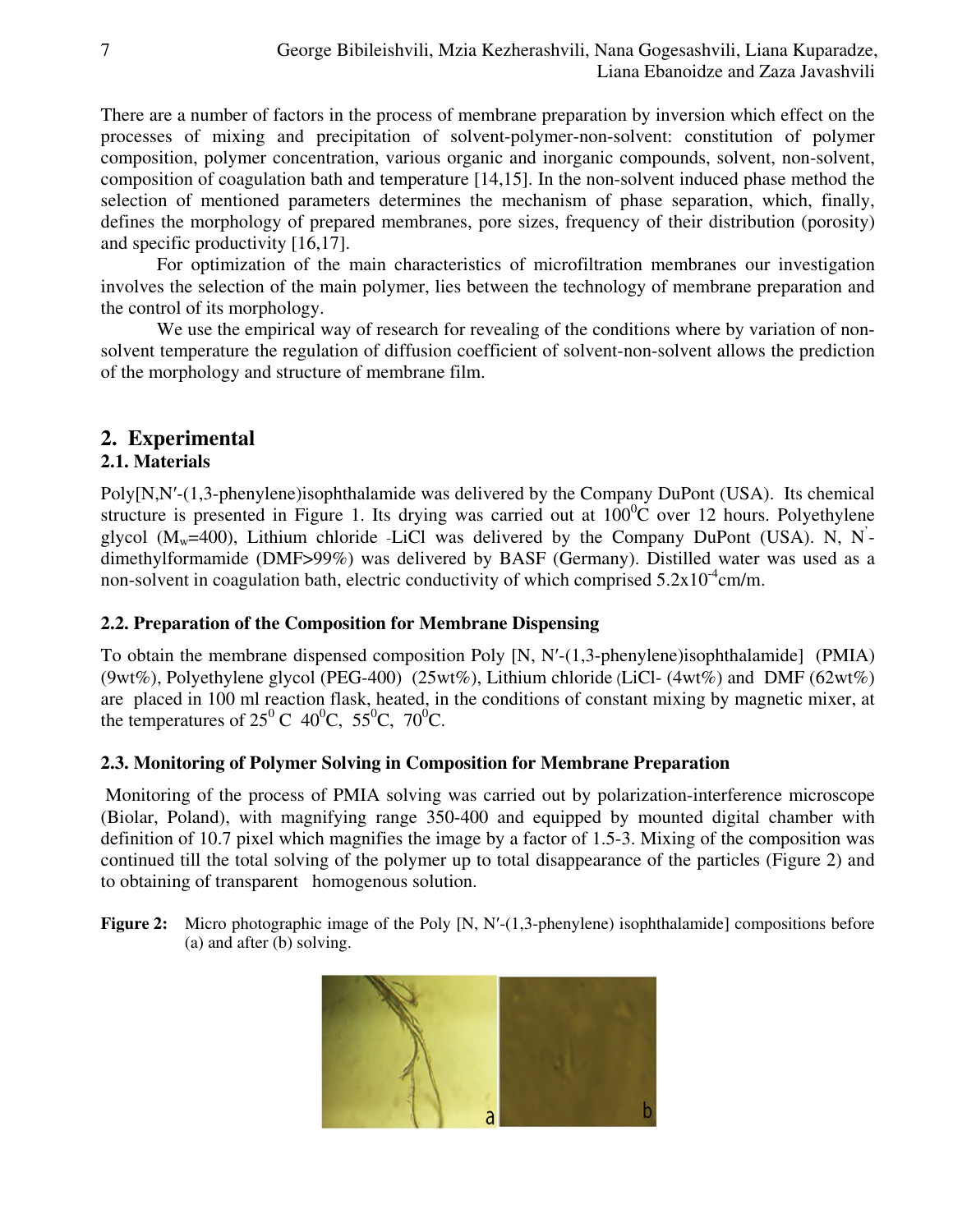There are a number of factors in the process of membrane preparation by inversion which effect on the processes of mixing and precipitation of solvent-polymer-non-solvent: constitution of polymer composition, polymer concentration, various organic and inorganic compounds, solvent, non-solvent, composition of coagulation bath and temperature [14,15]. In the non-solvent induced phase method the selection of mentioned parameters determines the mechanism of phase separation, which, finally, defines the morphology of prepared membranes, pore sizes, frequency of their distribution (porosity) and specific productivity [16,17].

For optimization of the main characteristics of microfiltration membranes our investigation involves the selection of the main polymer, lies between the technology of membrane preparation and the control of its morphology.

We use the empirical way of research for revealing of the conditions where by variation of non-solvent temperature the regulation of diffusion coefficient of solvent-non-solvent allows the prediction of the morphology and structure of membrane film.

## 2. Experimental

### 2.1. Materials

Poly[N,N′-(1,3-phenylene)isophthalamide was delivered by the Company DuPont (USA). Its chemical structure is presented in Figure 1. Its drying was carried out at $100^0$C over 12 hours. Polyethylene glycol ($M_w$=400), Lithium chloride -LiCl was delivered by the Company DuPont (USA). N, N'-dimethylformamide (DMF>99%) was delivered by BASF (Germany). Distilled water was used as a non-solvent in coagulation bath, electric conductivity of which comprised $5.2x10^{-4}$cm/m.

### 2.2. Preparation of the Composition for Membrane Dispensing

To obtain the membrane dispensed composition Poly [N, N′-(1,3-phenylene)isophthalamide] (PMIA) (9wt%), Polyethylene glycol (PEG-400) (25wt%), Lithium chloride (LiCl- (4wt%) and DMF (62wt%) are placed in 100 ml reaction flask, heated, in the conditions of constant mixing by magnetic mixer, at the temperatures of $25^0$ C $40^0$C, $55^0$C, $70^0$C.

### 2.3. Monitoring of Polymer Solving in Composition for Membrane Preparation

Monitoring of the process of PMIA solving was carried out by polarization-interference microscope (Biolar, Poland), with magnifying range 350-400 and equipped by mounted digital chamber with definition of 10.7 pixel which magnifies the image by a factor of 1.5-3. Mixing of the composition was continued till the total solving of the polymer up to total disappearance of the particles (Figure 2) and to obtaining of transparent homogenous solution.

**Figure 2:** Micro photographic image of the Poly [N, N′-(1,3-phenylene) isophthalamide] compositions before (a) and after (b) solving.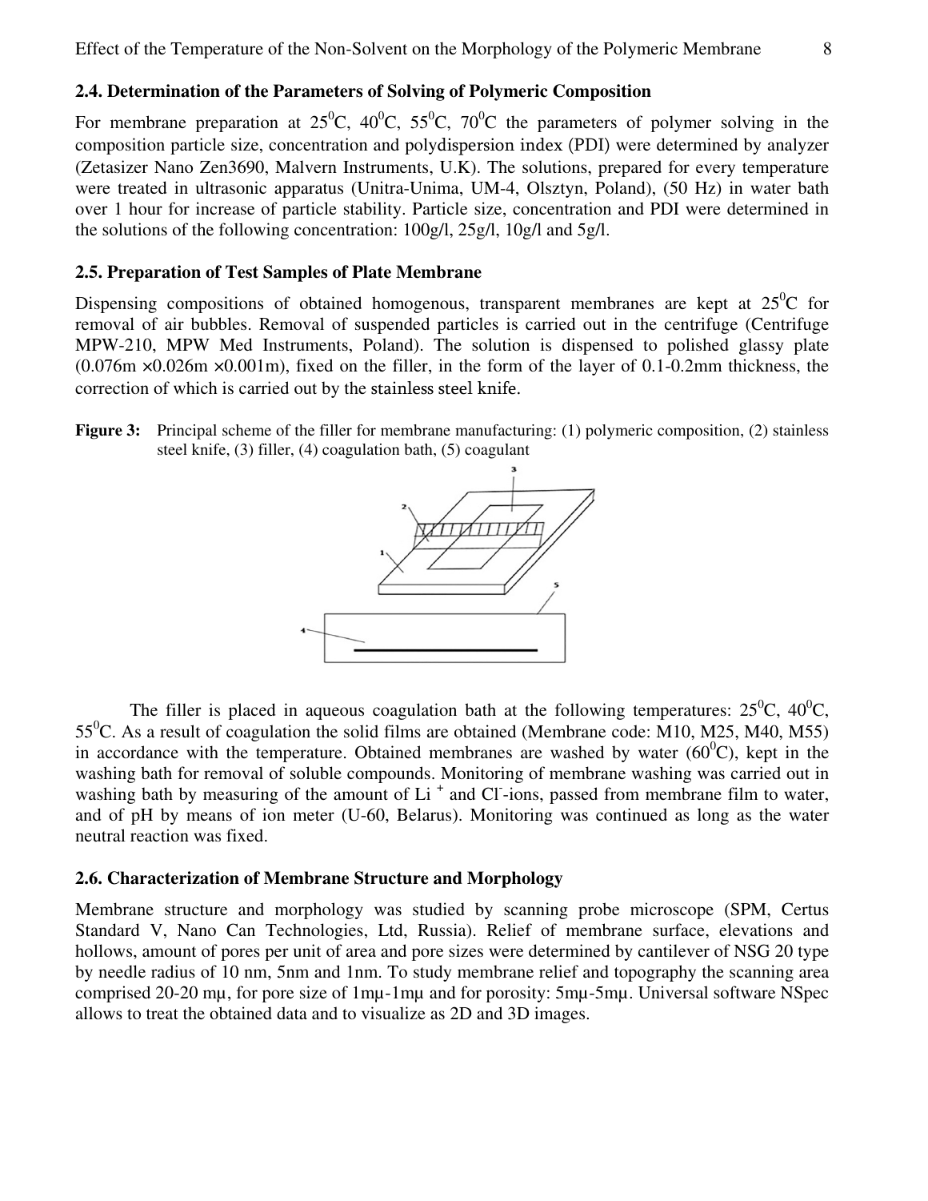### 2.4. Determination of the Parameters of Solving of Polymeric Composition

For membrane preparation at $25^0$C, $40^0$C, $55^0$C, $70^0$C the parameters of polymer solving in the composition particle size, concentration and polydispersion index (PDI) were determined by analyzer (Zetasizer Nano Zen3690, Malvern Instruments, U.K). The solutions, prepared for every temperature were treated in ultrasonic apparatus (Unitra-Unima, UM-4, Olsztyn, Poland), (50 Hz) in water bath over 1 hour for increase of particle stability. Particle size, concentration and PDI were determined in the solutions of the following concentration: 100g/l, 25g/l, 10g/l and 5g/l.

### 2.5. Preparation of Test Samples of Plate Membrane

Dispensing compositions of obtained homogenous, transparent membranes are kept at $25^0$C for removal of air bubbles. Removal of suspended particles is carried out in the centrifuge (Centrifuge MPW-210, MPW Med Instruments, Poland). The solution is dispensed to polished glassy plate ($0.076m \times 0.026m \times 0.001m$), fixed on the filler, in the form of the layer of 0.1-0.2mm thickness, the correction of which is carried out by the stainless steel knife.

**Figure 3:** Principal scheme of the filler for membrane manufacturing: (1) polymeric composition, (2) stainless steel knife, (3) filler, (4) coagulation bath, (5) coagulant

The filler is placed in aqueous coagulation bath at the following temperatures: $25^0$C, $40^0$C, $55^0$C. As a result of coagulation the solid films are obtained (Membrane code: M10, M25, M40, M55) in accordance with the temperature. Obtained membranes are washed by water ($60^0$C), kept in the washing bath for removal of soluble compounds. Monitoring of membrane washing was carried out in washing bath by measuring of the amount of $Li^+$ and $Cl^-$-ions, passed from membrane film to water, and of pH by means of ion meter (U-60, Belarus). Monitoring was continued as long as the water neutral reaction was fixed.

### 2.6. Characterization of Membrane Structure and Morphology

Membrane structure and morphology was studied by scanning probe microscope (SPM, Certus Standard V, Nano Can Technologies, Ltd, Russia). Relief of membrane surface, elevations and hollows, amount of pores per unit of area and pore sizes were determined by cantilever of NSG 20 type by needle radius of 10 nm, 5nm and 1nm. To study membrane relief and topography the scanning area comprised 20-20 mμ, for pore size of 1mμ-1mμ and for porosity: 5mμ-5mμ. Universal software NSpec allows to treat the obtained data and to visualize as 2D and 3D images.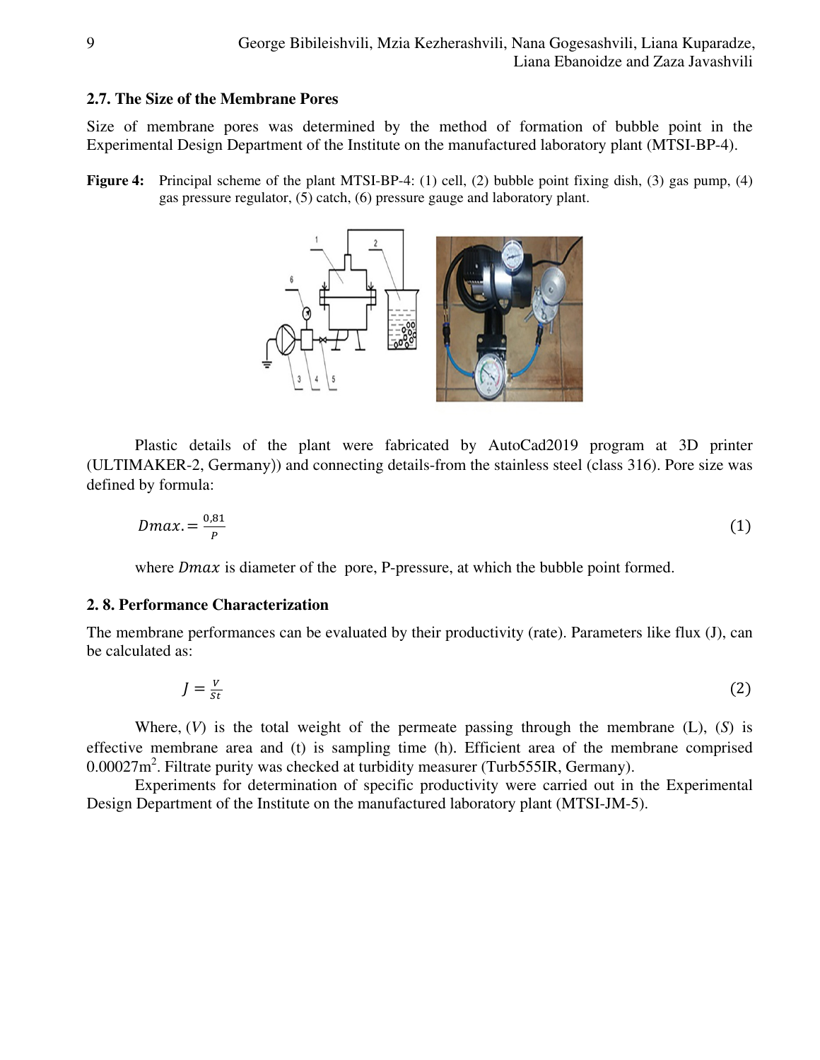## 2.7. The Size of the Membrane Pores

Size of membrane pores was determined by the method of formation of bubble point in the Experimental Design Department of the Institute on the manufactured laboratory plant (MTSI-BP-4).

**Figure 4:** Principal scheme of the plant MTSI-BP-4: (1) cell, (2) bubble point fixing dish, (3) gas pump, (4) gas pressure regulator, (5) catch, (6) pressure gauge and laboratory plant.

Plastic details of the plant were fabricated by AutoCad2019 program at 3D printer (ULTIMAKER-2, Germany)) and connecting details-from the stainless steel (class 316). Pore size was defined by formula:

$$Dmax. = \frac{0,81}{P} \quad (1)$$

where $Dmax$ is diameter of the pore, P-pressure, at which the bubble point formed.

## 2. 8. Performance Characterization

The membrane performances can be evaluated by their productivity (rate). Parameters like flux (J), can be calculated as:

$$J = \frac{V}{St} \quad (2)$$

Where, ($V$) is the total weight of the permeate passing through the membrane (L), ($S$) is effective membrane area and (t) is sampling time (h). Efficient area of the membrane comprised 0.00027m$^2$. Filtrate purity was checked at turbidity measurer (Turb555IR, Germany).

Experiments for determination of specific productivity were carried out in the Experimental Design Department of the Institute on the manufactured laboratory plant (MTSI-JM-5).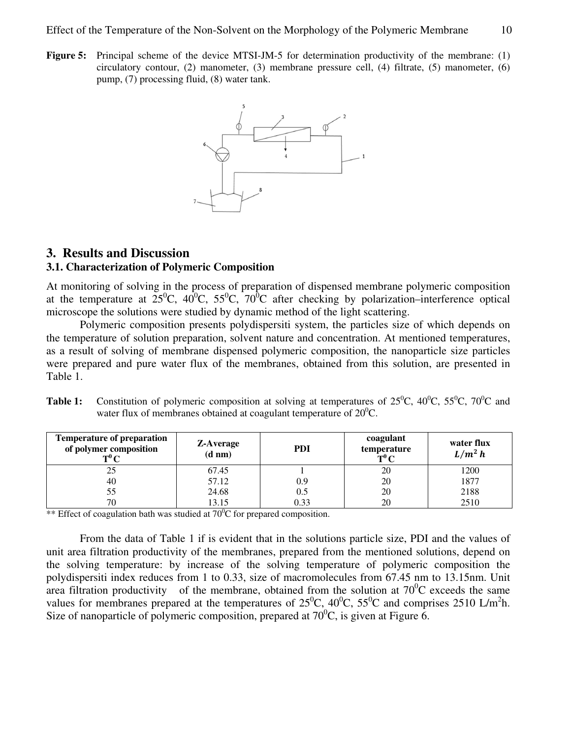**Figure 5:** Principal scheme of the device MTSI-JM-5 for determination productivity of the membrane: (1) circulatory contour, (2) manometer, (3) membrane pressure cell, (4) filtrate, (5) manometer, (6) pump, (7) processing fluid, (8) water tank.

## 3. Results and Discussion

### 3.1. Characterization of Polymeric Composition

At monitoring of solving in the process of preparation of dispensed membrane polymeric composition at the temperature at $25^0$C, $40^0$C, $55^0$C, $70^0$C after checking by polarization–interference optical microscope the solutions were studied by dynamic method of the light scattering.

Polymeric composition presents polydispersiti system, the particles size of which depends on the temperature of solution preparation, solvent nature and concentration. At mentioned temperatures, as a result of solving of membrane dispensed polymeric composition, the nanoparticle size particles were prepared and pure water flux of the membranes, obtained from this solution, are presented in Table 1.

**Table 1:** Constitution of polymeric composition at solving at temperatures of $25^0$C, $40^0$C, $55^0$C, $70^0$C and water flux of membranes obtained at coagulant temperature of $20^0$C.

| Temperature of preparation of polymer composition $T^0$ C | Z-Average (d nm) | PDI | coagulant temperature $T^0$ C | water flux $L/m^2\,h$ |
|---|---|---|---|---|
| 25 | 67.45 | 1 | 20 | 1200 |
| 40 | 57.12 | 0.9 | 20 | 1877 |
| 55 | 24.68 | 0.5 | 20 | 2188 |
| 70 | 13.15 | 0.33 | 20 | 2510 |

** Effect of coagulation bath was studied at $70^0$C for prepared composition.

From the data of Table 1 if is evident that in the solutions particle size, PDI and the values of unit area filtration productivity of the membranes, prepared from the mentioned solutions, depend on the solving temperature: by increase of the solving temperature of polymeric composition the polydispersiti index reduces from 1 to 0.33, size of macromolecules from 67.45 nm to 13.15nm. Unit area filtration productivity of the membrane, obtained from the solution at $70^0$C exceeds the same values for membranes prepared at the temperatures of $25^0$C, $40^0$C, $55^0$C and comprises 2510 L/m$^2$h. Size of nanoparticle of polymeric composition, prepared at $70^0$C, is given at Figure 6.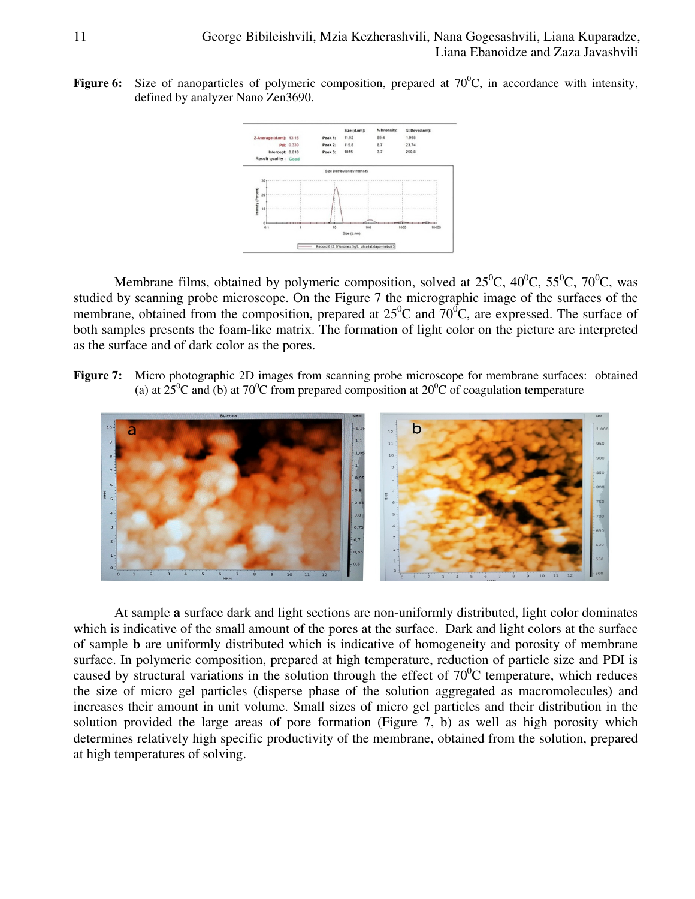**Figure 6:** Size of nanoparticles of polymeric composition, prepared at $70^0$C, in accordance with intensity, defined by analyzer Nano Zen3690.

Membrane films, obtained by polymeric composition, solved at $25^0$C, $40^0$C, $55^0$C, $70^0$C, was studied by scanning probe microscope. On the Figure 7 the micrographic image of the surfaces of the membrane, obtained from the composition, prepared at $25^0$C and $70^0$C, are expressed. The surface of both samples presents the foam-like matrix. The formation of light color on the picture are interpreted as the surface and of dark color as the pores.

**Figure 7:** Micro photographic 2D images from scanning probe microscope for membrane surfaces: obtained (a) at $25^0$C and (b) at $70^0$C from prepared composition at $20^0$C of coagulation temperature

At sample **a** surface dark and light sections are non-uniformly distributed, light color dominates which is indicative of the small amount of the pores at the surface. Dark and light colors at the surface of sample **b** are uniformly distributed which is indicative of homogeneity and porosity of membrane surface. In polymeric composition, prepared at high temperature, reduction of particle size and PDI is caused by structural variations in the solution through the effect of $70^0$C temperature, which reduces the size of micro gel particles (disperse phase of the solution aggregated as macromolecules) and increases their amount in unit volume. Small sizes of micro gel particles and their distribution in the solution provided the large areas of pore formation (Figure 7, b) as well as high porosity which determines relatively high specific productivity of the membrane, obtained from the solution, prepared at high temperatures of solving.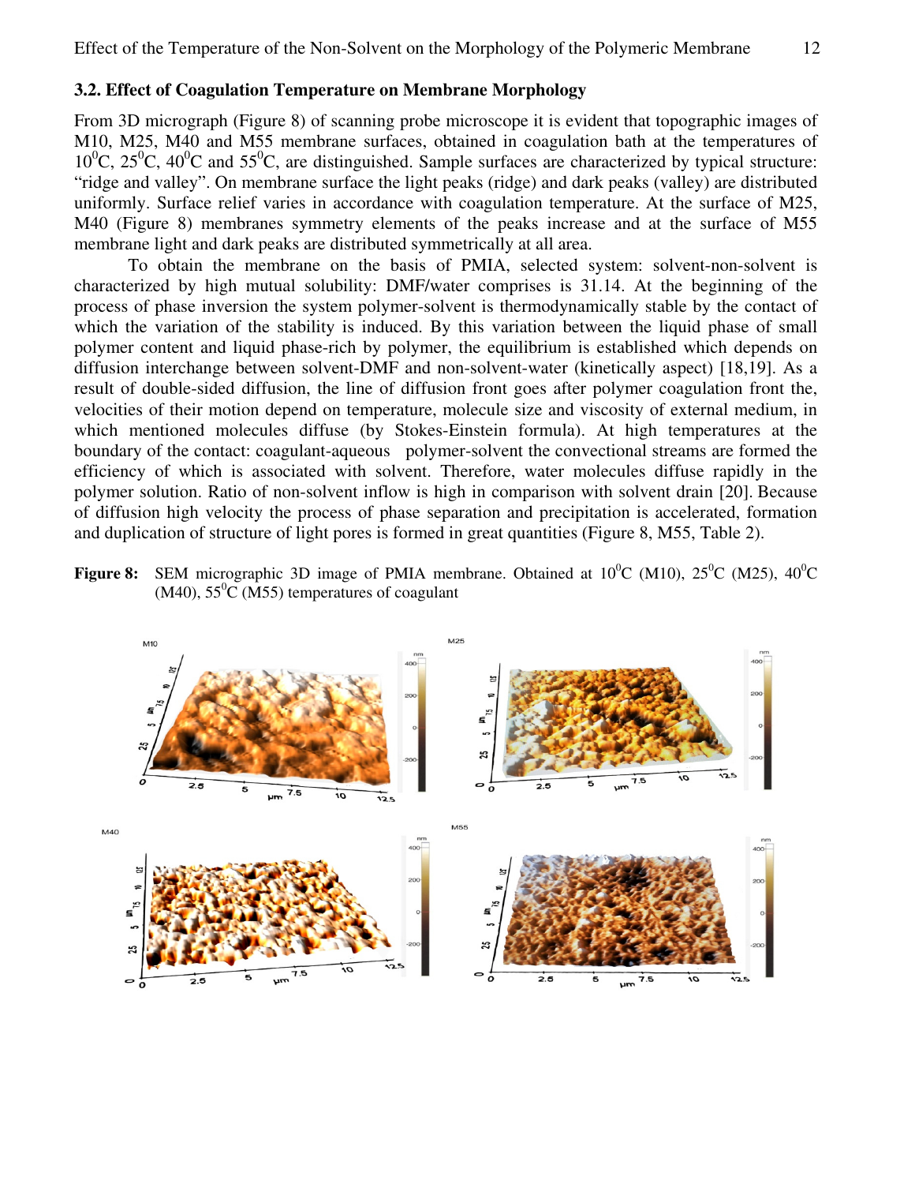### 3.2. Effect of Coagulation Temperature on Membrane Morphology

From 3D micrograph (Figure 8) of scanning probe microscope it is evident that topographic images of M10, M25, M40 and M55 membrane surfaces, obtained in coagulation bath at the temperatures of 10$^0$C, 25$^0$C, 40$^0$C and 55$^0$C, are distinguished. Sample surfaces are characterized by typical structure: "ridge and valley". On membrane surface the light peaks (ridge) and dark peaks (valley) are distributed uniformly. Surface relief varies in accordance with coagulation temperature. At the surface of M25, M40 (Figure 8) membranes symmetry elements of the peaks increase and at the surface of M55 membrane light and dark peaks are distributed symmetrically at all area.

To obtain the membrane on the basis of PMIA, selected system: solvent-non-solvent is characterized by high mutual solubility: DMF/water comprises is 31.14. At the beginning of the process of phase inversion the system polymer-solvent is thermodynamically stable by the contact of which the variation of the stability is induced. By this variation between the liquid phase of small polymer content and liquid phase-rich by polymer, the equilibrium is established which depends on diffusion interchange between solvent-DMF and non-solvent-water (kinetically aspect) [18,19]. As a result of double-sided diffusion, the line of diffusion front goes after polymer coagulation front the, velocities of their motion depend on temperature, molecule size and viscosity of external medium, in which mentioned molecules diffuse (by Stokes-Einstein formula). At high temperatures at the boundary of the contact: coagulant-aqueous polymer-solvent the convectional streams are formed the efficiency of which is associated with solvent. Therefore, water molecules diffuse rapidly in the polymer solution. Ratio of non-solvent inflow is high in comparison with solvent drain [20]. Because of diffusion high velocity the process of phase separation and precipitation is accelerated, formation and duplication of structure of light pores is formed in great quantities (Figure 8, M55, Table 2).

**Figure 8:** SEM micrographic 3D image of PMIA membrane. Obtained at 10$^0$C (M10), 25$^0$C (M25), 40$^0$C (M40), 55$^0$C (M55) temperatures of coagulant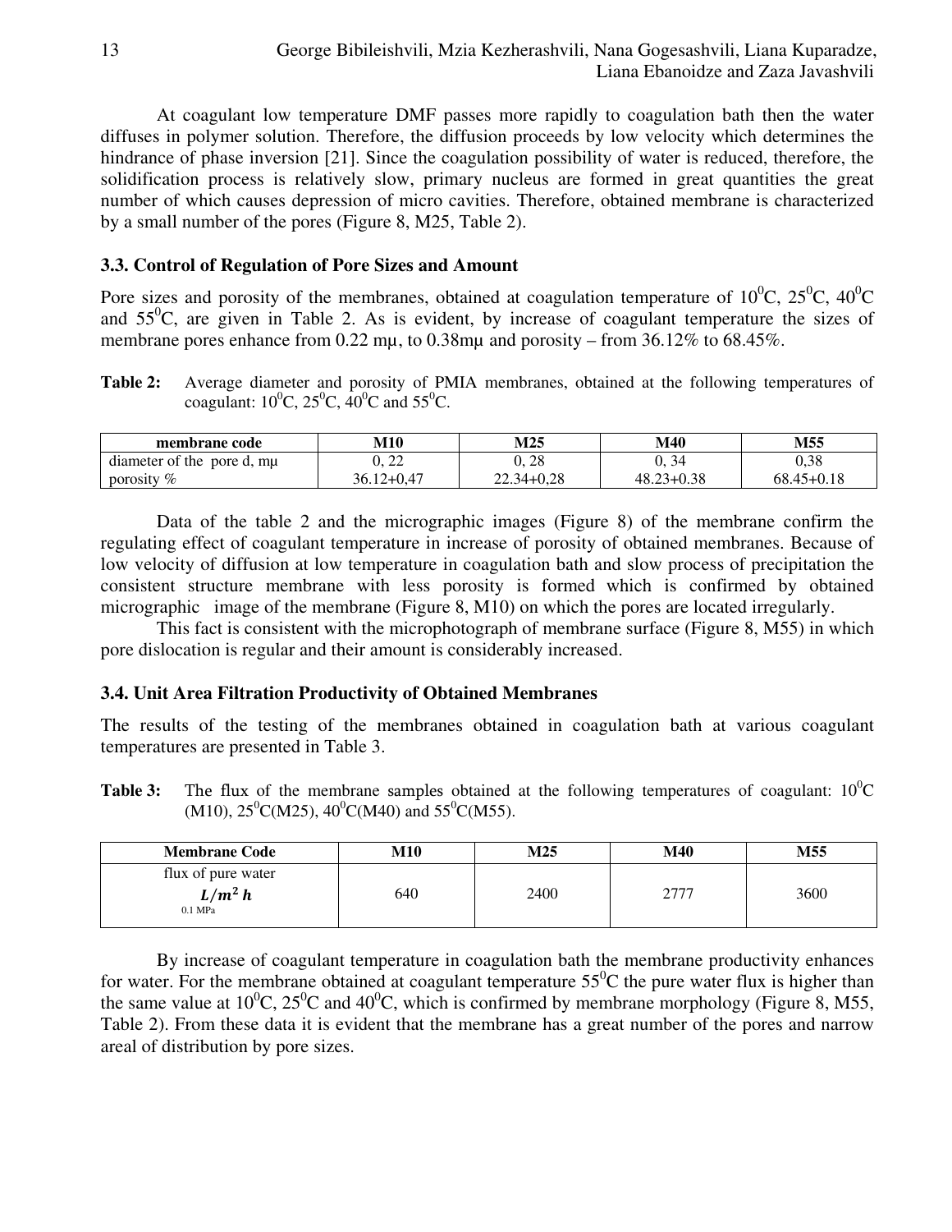At coagulant low temperature DMF passes more rapidly to coagulation bath then the water diffuses in polymer solution. Therefore, the diffusion proceeds by low velocity which determines the hindrance of phase inversion [21]. Since the coagulation possibility of water is reduced, therefore, the solidification process is relatively slow, primary nucleus are formed in great quantities the great number of which causes depression of micro cavities. Therefore, obtained membrane is characterized by a small number of the pores (Figure 8, M25, Table 2).

### 3.3. Control of Regulation of Pore Sizes and Amount

Pore sizes and porosity of the membranes, obtained at coagulation temperature of $10^0$C, $25^0$C, $40^0$C and $55^0$C, are given in Table 2. As is evident, by increase of coagulant temperature the sizes of membrane pores enhance from 0.22 mμ, to 0.38mμ and porosity – from 36.12% to 68.45%.

**Table 2:** Average diameter and porosity of PMIA membranes, obtained at the following temperatures of coagulant: $10^0$C, $25^0$C, $40^0$C and $55^0$C.

| membrane code | M10 | M25 | M40 | M55 |
|---|---|---|---|---|
| diameter of the pore d, mμ | 0, 22 | 0, 28 | 0, 34 | 0,38 |
| porosity % | 36.12+0,47 | 22.34+0,28 | 48.23+0.38 | 68.45+0.18 |

Data of the table 2 and the micrographic images (Figure 8) of the membrane confirm the regulating effect of coagulant temperature in increase of porosity of obtained membranes. Because of low velocity of diffusion at low temperature in coagulation bath and slow process of precipitation the consistent structure membrane with less porosity is formed which is confirmed by obtained micrographic image of the membrane (Figure 8, M10) on which the pores are located irregularly.

This fact is consistent with the microphotograph of membrane surface (Figure 8, M55) in which pore dislocation is regular and their amount is considerably increased.

### 3.4. Unit Area Filtration Productivity of Obtained Membranes

The results of the testing of the membranes obtained in coagulation bath at various coagulant temperatures are presented in Table 3.

**Table 3:** The flux of the membrane samples obtained at the following temperatures of coagulant: $10^0$C (M10), $25^0$C(M25), $40^0$C(M40) and $55^0$C(M55).

| Membrane Code | M10 | M25 | M40 | M55 |
|---|---|---|---|---|
| flux of pure water $L/m^2\,h$ 0.1 MPa | 640 | 2400 | 2777 | 3600 |

By increase of coagulant temperature in coagulation bath the membrane productivity enhances for water. For the membrane obtained at coagulant temperature $55^0$C the pure water flux is higher than the same value at $10^0$C, $25^0$C and $40^0$C, which is confirmed by membrane morphology (Figure 8, M55, Table 2). From these data it is evident that the membrane has a great number of the pores and narrow areal of distribution by pore sizes.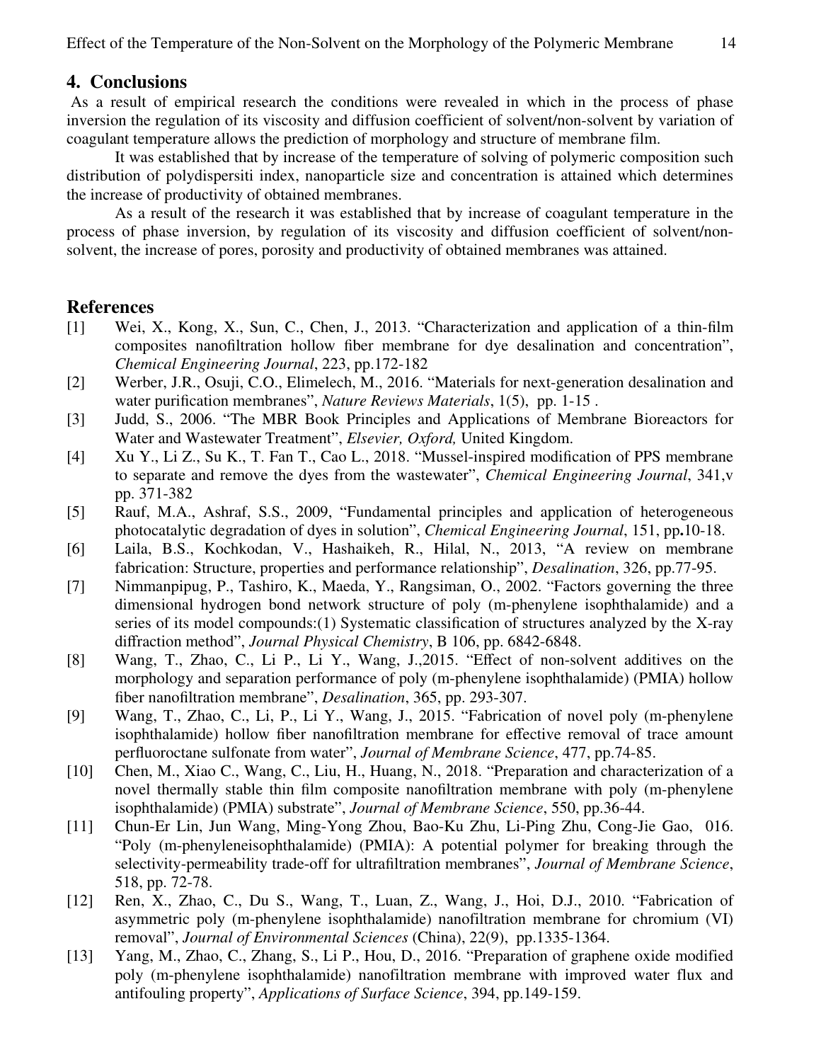## 4. Conclusions

As a result of empirical research the conditions were revealed in which in the process of phase inversion the regulation of its viscosity and diffusion coefficient of solvent/non-solvent by variation of coagulant temperature allows the prediction of morphology and structure of membrane film.

It was established that by increase of the temperature of solving of polymeric composition such distribution of polydispersiti index, nanoparticle size and concentration is attained which determines the increase of productivity of obtained membranes.

As a result of the research it was established that by increase of coagulant temperature in the process of phase inversion, by regulation of its viscosity and diffusion coefficient of solvent/non-solvent, the increase of pores, porosity and productivity of obtained membranes was attained.

## References

[1] Wei, X., Kong, X., Sun, C., Chen, J., 2013. "Characterization and application of a thin-film composites nanofiltration hollow fiber membrane for dye desalination and concentration", *Chemical Engineering Journal*, 223, pp.172-182

[2] Werber, J.R., Osuji, C.O., Elimelech, M., 2016. "Materials for next-generation desalination and water purification membranes", *Nature Reviews Materials*, 1(5), pp. 1-15 .

[3] Judd, S., 2006. "The MBR Book Principles and Applications of Membrane Bioreactors for Water and Wastewater Treatment", *Elsevier, Oxford,* United Kingdom.

[4] Xu Y., Li Z., Su K., T. Fan T., Cao L., 2018. "Mussel-inspired modification of PPS membrane to separate and remove the dyes from the wastewater", *Chemical Engineering Journal*, 341,v pp. 371-382

[5] Rauf, M.A., Ashraf, S.S., 2009, "Fundamental principles and application of heterogeneous photocatalytic degradation of dyes in solution", *Chemical Engineering Journal*, 151, pp**.**10-18.

[6] Laila, B.S., Kochkodan, V., Hashaikeh, R., Hilal, N., 2013, "A review on membrane fabrication: Structure, properties and performance relationship", *Desalination*, 326, pp.77-95.

[7] Nimmanpipug, P., Tashiro, K., Maeda, Y., Rangsiman, O., 2002. "Factors governing the three dimensional hydrogen bond network structure of poly (m-phenylene isophthalamide) and a series of its model compounds:(1) Systematic classification of structures analyzed by the X-ray diffraction method", *Journal Physical Chemistry*, B 106, pp. 6842-6848.

[8] Wang, T., Zhao, C., Li P., Li Y., Wang, J.,2015. "Effect of non-solvent additives on the morphology and separation performance of poly (m-phenylene isophthalamide) (PMIA) hollow fiber nanofiltration membrane", *Desalination*, 365, pp. 293-307.

[9] Wang, T., Zhao, C., Li, P., Li Y., Wang, J., 2015. "Fabrication of novel poly (m-phenylene isophthalamide) hollow fiber nanofiltration membrane for effective removal of trace amount perfluoroctane sulfonate from water", *Journal of Membrane Science*, 477, pp.74-85.

[10] Chen, M., Xiao C., Wang, C., Liu, H., Huang, N., 2018. "Preparation and characterization of a novel thermally stable thin film composite nanofiltration membrane with poly (m-phenylene isophthalamide) (PMIA) substrate", *Journal of Membrane Science*, 550, pp.36-44.

[11] Chun-Er Lin, Jun Wang, Ming-Yong Zhou, Bao-Ku Zhu, Li-Ping Zhu, Cong-Jie Gao, 016. "Poly (m-phenyleneisophthalamide) (PMIA): A potential polymer for breaking through the selectivity-permeability trade-off for ultrafiltration membranes", *Journal of Membrane Science*, 518, pp. 72-78.

[12] Ren, X., Zhao, C., Du S., Wang, T., Luan, Z., Wang, J., Hoi, D.J., 2010. "Fabrication of asymmetric poly (m-phenylene isophthalamide) nanofiltration membrane for chromium (VI) removal", *Journal of Environmental Sciences* (China), 22(9), pp.1335-1364.

[13] Yang, M., Zhao, C., Zhang, S., Li P., Hou, D., 2016. "Preparation of graphene oxide modified poly (m-phenylene isophthalamide) nanofiltration membrane with improved water flux and antifouling property", *Applications of Surface Science*, 394, pp.149-159.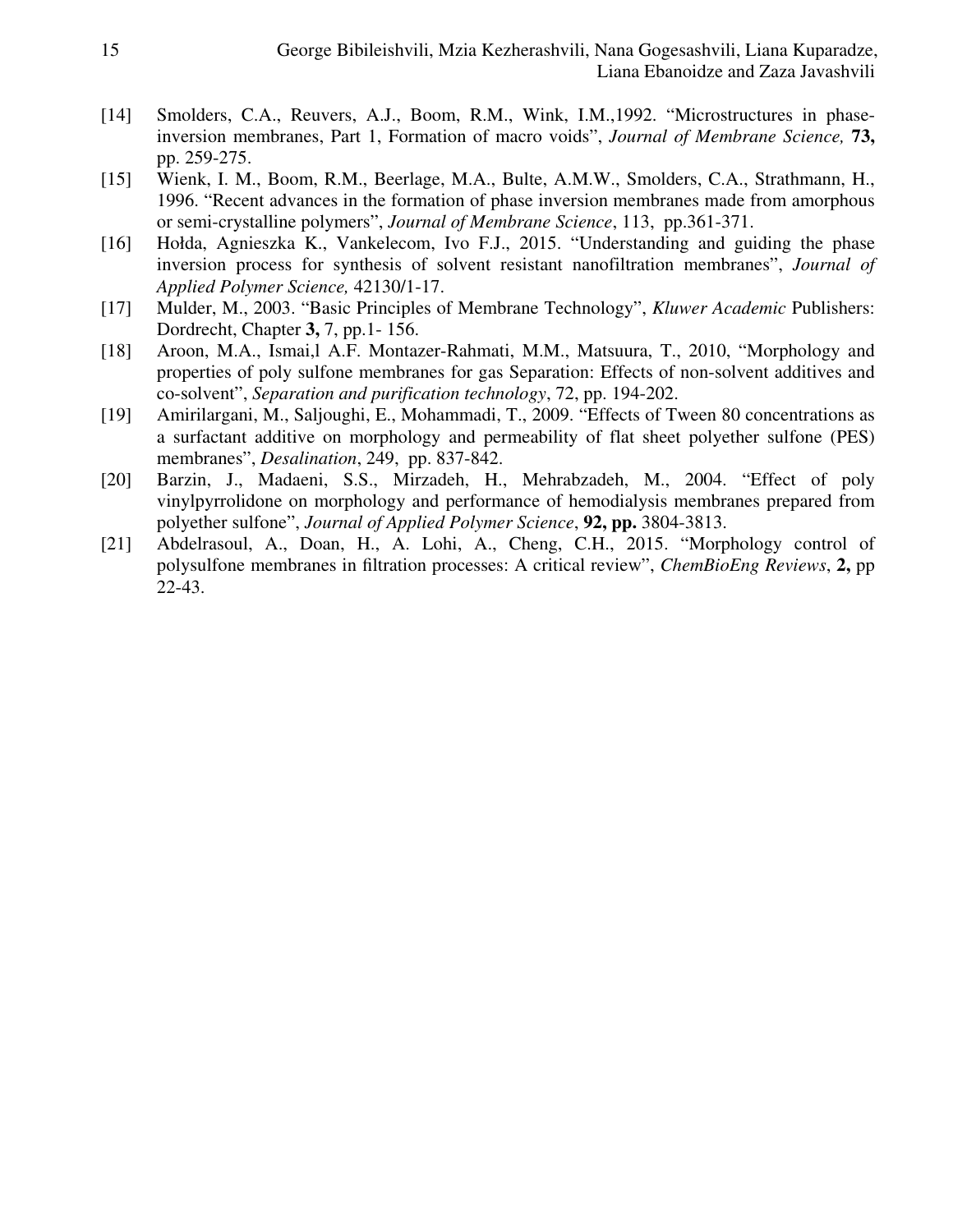[14] Smolders, C.A., Reuvers, A.J., Boom, R.M., Wink, I.M.,1992. "Microstructures in phase-inversion membranes, Part 1, Formation of macro voids", *Journal of Membrane Science,* **73,** pp. 259-275.

[15] Wienk, I. M., Boom, R.M., Beerlage, M.A., Bulte, A.M.W., Smolders, C.A., Strathmann, H., 1996. "Recent advances in the formation of phase inversion membranes made from amorphous or semi-crystalline polymers", *Journal of Membrane Science*, 113, pp.361-371.

[16] Hołda, Agnieszka K., Vankelecom, Ivo F.J., 2015. "Understanding and guiding the phase inversion process for synthesis of solvent resistant nanofiltration membranes", *Journal of Applied Polymer Science,* 42130/1-17.

[17] Mulder, M., 2003. "Basic Principles of Membrane Technology", *Kluwer Academic* Publishers: Dordrecht, Chapter **3,** 7, pp.1- 156.

[18] Aroon, M.A., Ismai,l A.F. Montazer-Rahmati, M.M., Matsuura, T., 2010, "Morphology and properties of poly sulfone membranes for gas Separation: Effects of non-solvent additives and co-solvent", *Separation and purification technology*, 72, pp. 194-202.

[19] Amirilargani, M., Saljoughi, E., Mohammadi, T., 2009. "Effects of Tween 80 concentrations as a surfactant additive on morphology and permeability of flat sheet polyether sulfone (PES) membranes", *Desalination*, 249, pp. 837-842.

[20] Barzin, J., Madaeni, S.S., Mirzadeh, H., Mehrabzadeh, M., 2004. "Effect of poly vinylpyrrolidone on morphology and performance of hemodialysis membranes prepared from polyether sulfone", *Journal of Applied Polymer Science*, **92, pp.** 3804-3813.

[21] Abdelrasoul, A., Doan, H., A. Lohi, A., Cheng, C.H., 2015. "Morphology control of polysulfone membranes in filtration processes: A critical review", *ChemBioEng Reviews*, **2,** pp 22-43.